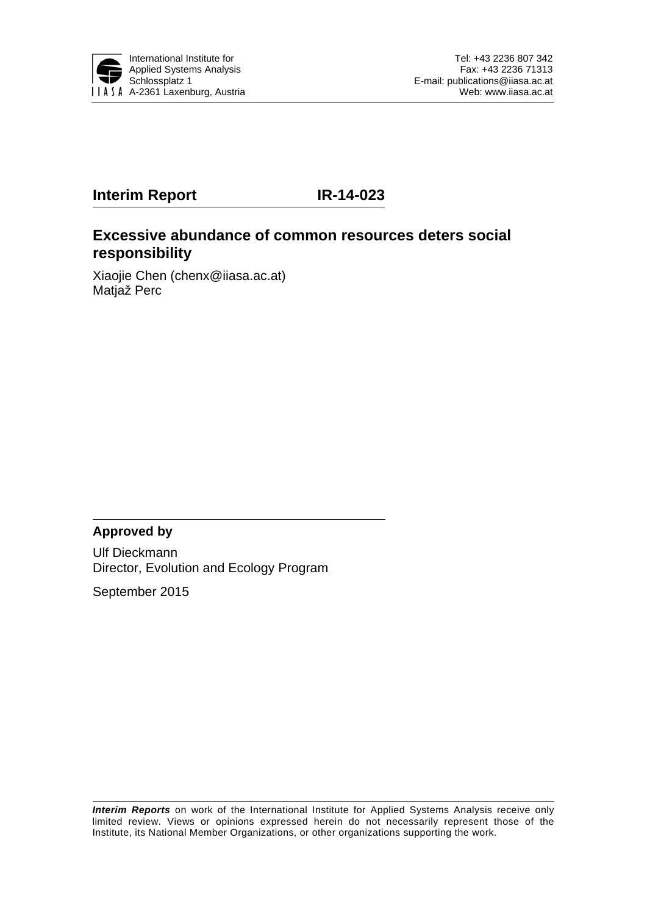International Institute for
Applied Systems Analysis
Schlossplatz 1
A-2361 Laxenburg, Austria

Tel: +43 2236 807 342
Fax: +43 2236 71313
E-mail: publications@iiasa.ac.at
Web: www.iiasa.ac.at

**Interim Report** **IR-14-023**

## Excessive abundance of common resources deters social responsibility

Xiaojie Chen (chenx@iiasa.ac.at)
Matjaž Perc

**Approved by**

Ulf Dieckmann
Director, Evolution and Ecology Program

September 2015

***Interim Reports*** on work of the International Institute for Applied Systems Analysis receive only limited review. Views or opinions expressed herein do not necessarily represent those of the Institute, its National Member Organizations, or other organizations supporting the work.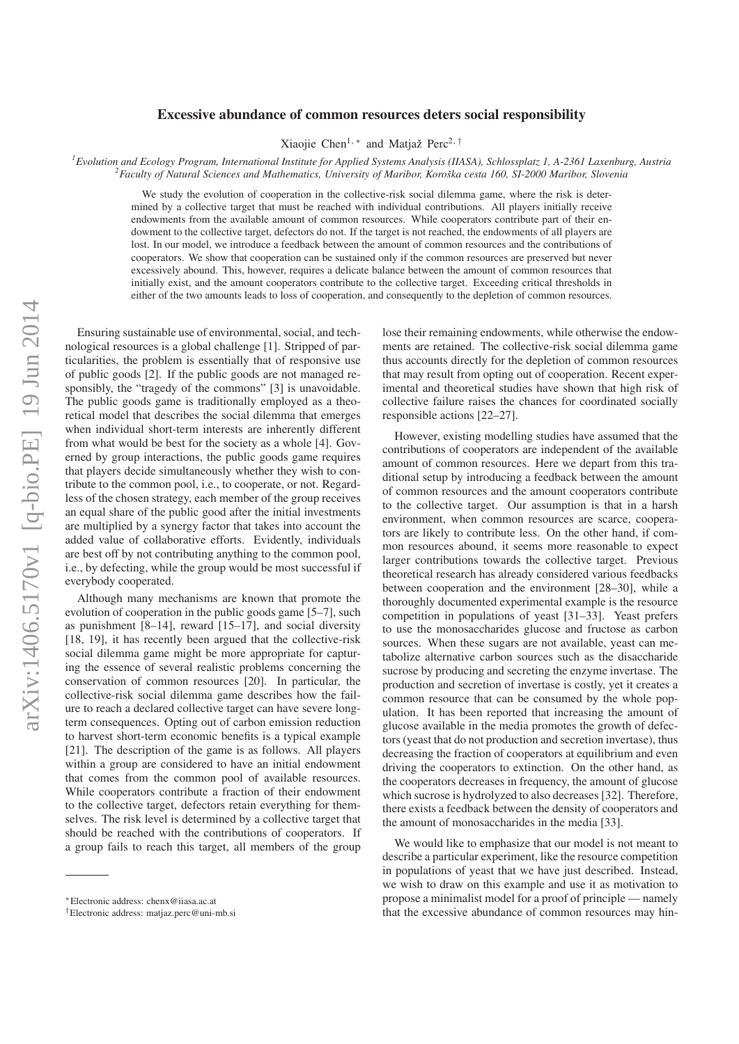# Excessive abundance of common resources deters social responsibility

Xiaojie Chen[1,*] and Matjaž Perc[2,†]

[1]*Evolution and Ecology Program, International Institute for Applied Systems Analysis (IIASA), Schlossplatz 1, A-2361 Laxenburg, Austria*
[2]*Faculty of Natural Sciences and Mathematics, University of Maribor, Koroška cesta 160, SI-2000 Maribor, Slovenia*

We study the evolution of cooperation in the collective-risk social dilemma game, where the risk is determined by a collective target that must be reached with individual contributions. All players initially receive endowments from the available amount of common resources. While cooperators contribute part of their endowment to the collective target, defectors do not. If the target is not reached, the endowments of all players are lost. In our model, we introduce a feedback between the amount of common resources and the contributions of cooperators. We show that cooperation can be sustained only if the common resources are preserved but never excessively abound. This, however, requires a delicate balance between the amount of common resources that initially exist, and the amount cooperators contribute to the collective target. Exceeding critical thresholds in either of the two amounts leads to loss of cooperation, and consequently to the depletion of common resources.

Ensuring sustainable use of environmental, social, and technological resources is a global challenge [1]. Stripped of particularities, the problem is essentially that of responsive use of public goods [2]. If the public goods are not managed responsibly, the "tragedy of the commons" [3] is unavoidable. The public goods game is traditionally employed as a theoretical model that describes the social dilemma that emerges when individual short-term interests are inherently different from what would be best for the society as a whole [4]. Governed by group interactions, the public goods game requires that players decide simultaneously whether they wish to contribute to the common pool, i.e., to cooperate, or not. Regardless of the chosen strategy, each member of the group receives an equal share of the public good after the initial investments are multiplied by a synergy factor that takes into account the added value of collaborative efforts. Evidently, individuals are best off by not contributing anything to the common pool, i.e., by defecting, while the group would be most successful if everybody cooperated.

Although many mechanisms are known that promote the evolution of cooperation in the public goods game [5–7], such as punishment [8–14], reward [15–17], and social diversity [18, 19], it has recently been argued that the collective-risk social dilemma game might be more appropriate for capturing the essence of several realistic problems concerning the conservation of common resources [20]. In particular, the collective-risk social dilemma game describes how the failure to reach a declared collective target can have severe long-term consequences. Opting out of carbon emission reduction to harvest short-term economic benefits is a typical example [21]. The description of the game is as follows. All players within a group are considered to have an initial endowment that comes from the common pool of available resources. While cooperators contribute a fraction of their endowment to the collective target, defectors retain everything for themselves. The risk level is determined by a collective target that should be reached with the contributions of cooperators. If a group fails to reach this target, all members of the group lose their remaining endowments, while otherwise the endowments are retained. The collective-risk social dilemma game thus accounts directly for the depletion of common resources that may result from opting out of cooperation. Recent experimental and theoretical studies have shown that high risk of collective failure raises the chances for coordinated socially responsible actions [22–27].

However, existing modelling studies have assumed that the contributions of cooperators are independent of the available amount of common resources. Here we depart from this traditional setup by introducing a feedback between the amount of common resources and the amount cooperators contribute to the collective target. Our assumption is that in a harsh environment, when common resources are scarce, cooperators are likely to contribute less. On the other hand, if common resources abound, it seems more reasonable to expect larger contributions towards the collective target. Previous theoretical research has already considered various feedbacks between cooperation and the environment [28–30], while a thoroughly documented experimental example is the resource competition in populations of yeast [31–33]. Yeast prefers to use the monosaccharides glucose and fructose as carbon sources. When these sugars are not available, yeast can metabolize alternative carbon sources such as the disaccharide sucrose by producing and secreting the enzyme invertase. The production and secretion of invertase is costly, yet it creates a common resource that can be consumed by the whole population. It has been reported that increasing the amount of glucose available in the media promotes the growth of defectors (yeast that do not production and secretion invertase), thus decreasing the fraction of cooperators at equilibrium and even driving the cooperators to extinction. On the other hand, as the cooperators decreases in frequency, the amount of glucose which sucrose is hydrolyzed to also decreases [32]. Therefore, there exists a feedback between the density of cooperators and the amount of monosaccharides in the media [33].

We would like to emphasize that our model is not meant to describe a particular experiment, like the resource competition in populations of yeast that we have just described. Instead, we wish to draw on this example and use it as motivation to propose a minimalist model for a proof of principle — namely that the excessive abundance of common resources may hin-

*Electronic address: chenx@iiasa.ac.at
†Electronic address: matjaz.perc@uni-mb.si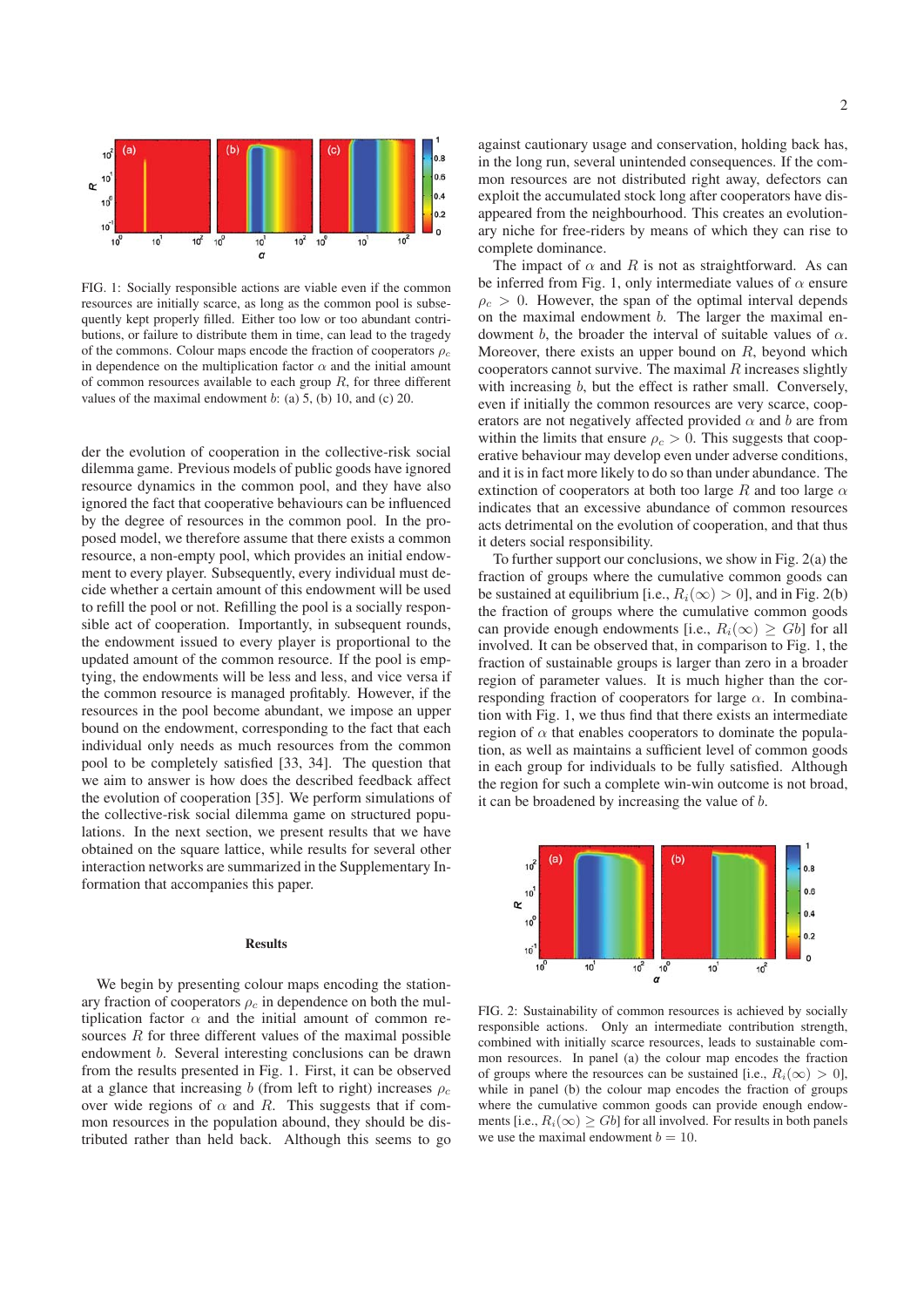FIG. 1: Socially responsible actions are viable even if the common resources are initially scarce, as long as the common pool is subsequently kept properly filled. Either too low or too abundant contributions, or failure to distribute them in time, can lead to the tragedy of the commons. Colour maps encode the fraction of cooperators $\rho_c$ in dependence on the multiplication factor $\alpha$ and the initial amount of common resources available to each group $R$, for three different values of the maximal endowment $b$: (a) 5, (b) 10, and (c) 20.

der the evolution of cooperation in the collective-risk social dilemma game. Previous models of public goods have ignored resource dynamics in the common pool, and they have also ignored the fact that cooperative behaviours can be influenced by the degree of resources in the common pool. In the proposed model, we therefore assume that there exists a common resource, a non-empty pool, which provides an initial endowment to every player. Subsequently, every individual must decide whether a certain amount of this endowment will be used to refill the pool or not. Refilling the pool is a socially responsible act of cooperation. Importantly, in subsequent rounds, the endowment issued to every player is proportional to the updated amount of the common resource. If the pool is emptying, the endowments will be less and less, and vice versa if the common resource is managed profitably. However, if the resources in the pool become abundant, we impose an upper bound on the endowment, corresponding to the fact that each individual only needs as much resources from the common pool to be completely satisfied [33, 34]. The question that we aim to answer is how does the described feedback affect the evolution of cooperation [35]. We perform simulations of the collective-risk social dilemma game on structured populations. In the next section, we present results that we have obtained on the square lattice, while results for several other interaction networks are summarized in the Supplementary Information that accompanies this paper.

### Results

We begin by presenting colour maps encoding the stationary fraction of cooperators $\rho_c$ in dependence on both the multiplication factor $\alpha$ and the initial amount of common resources $R$ for three different values of the maximal possible endowment $b$. Several interesting conclusions can be drawn from the results presented in Fig. 1. First, it can be observed at a glance that increasing $b$ (from left to right) increases $\rho_c$ over wide regions of $\alpha$ and $R$. This suggests that if common resources in the population abound, they should be distributed rather than held back. Although this seems to go against cautionary usage and conservation, holding back has, in the long run, several unintended consequences. If the common resources are not distributed right away, defectors can exploit the accumulated stock long after cooperators have disappeared from the neighbourhood. This creates an evolutionary niche for free-riders by means of which they can rise to complete dominance.

The impact of $\alpha$ and $R$ is not as straightforward. As can be inferred from Fig. 1, only intermediate values of $\alpha$ ensure $\rho_c > 0$. However, the span of the optimal interval depends on the maximal endowment $b$. The larger the maximal endowment $b$, the broader the interval of suitable values of $\alpha$. Moreover, there exists an upper bound on $R$, beyond which cooperators cannot survive. The maximal $R$ increases slightly with increasing $b$, but the effect is rather small. Conversely, even if initially the common resources are very scarce, cooperators are not negatively affected provided $\alpha$ and $b$ are from within the limits that ensure $\rho_c > 0$. This suggests that cooperative behaviour may develop even under adverse conditions, and it is in fact more likely to do so than under abundance. The extinction of cooperators at both too large $R$ and too large $\alpha$ indicates that an excessive abundance of common resources acts detrimental on the evolution of cooperation, and that thus it deters social responsibility.

To further support our conclusions, we show in Fig. 2(a) the fraction of groups where the cumulative common goods can be sustained at equilibrium [i.e., $R_i(\infty) > 0$], and in Fig. 2(b) the fraction of groups where the cumulative common goods can provide enough endowments [i.e., $R_i(\infty) \geq Gb$] for all involved. It can be observed that, in comparison to Fig. 1, the fraction of sustainable groups is larger than zero in a broader region of parameter values. It is much higher than the corresponding fraction of cooperators for large $\alpha$. In combination with Fig. 1, we thus find that there exists an intermediate region of $\alpha$ that enables cooperators to dominate the population, as well as maintains a sufficient level of common goods in each group for individuals to be fully satisfied. Although the region for such a complete win-win outcome is not broad, it can be broadened by increasing the value of $b$.

FIG. 2: Sustainability of common resources is achieved by socially responsible actions. Only an intermediate contribution strength, combined with initially scarce resources, leads to sustainable common resources. In panel (a) the colour map encodes the fraction of groups where the resources can be sustained [i.e., $R_i(\infty) > 0$], while in panel (b) the colour map encodes the fraction of groups where the cumulative common goods can provide enough endowments [i.e., $R_i(\infty) \geq Gb$] for all involved. For results in both panels we use the maximal endowment $b = 10$.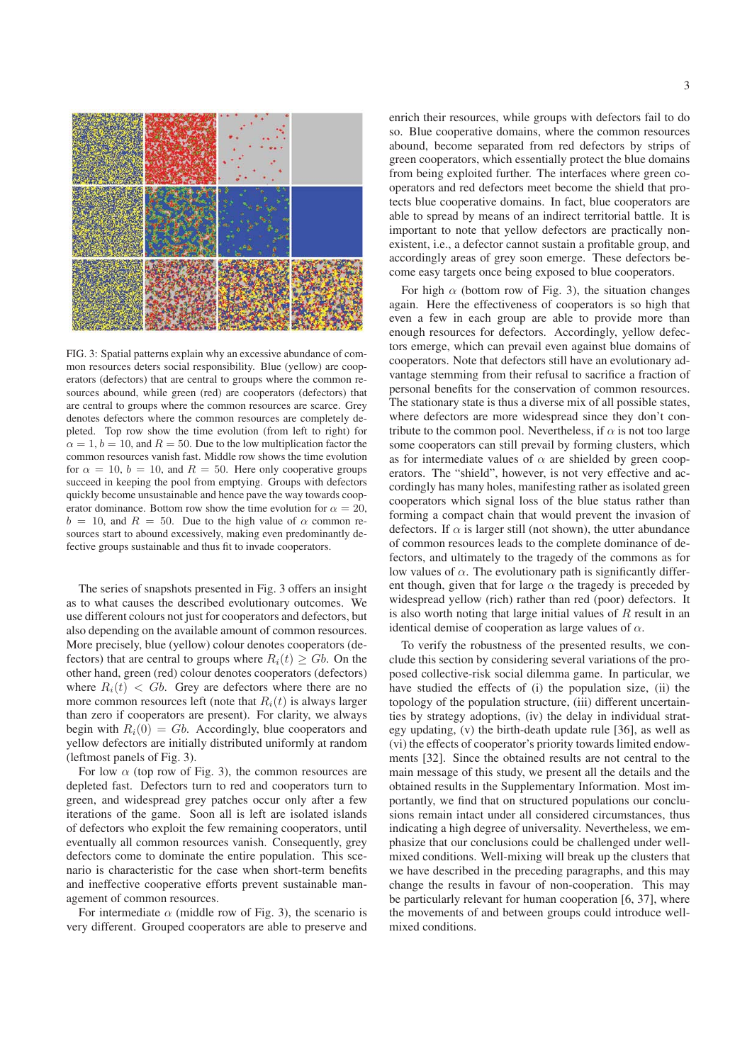FIG. 3: Spatial patterns explain why an excessive abundance of common resources deters social responsibility. Blue (yellow) are cooperators (defectors) that are central to groups where the common resources abound, while green (red) are cooperators (defectors) that are central to groups where the common resources are scarce. Grey denotes defectors where the common resources are completely depleted. Top row show the time evolution (from left to right) for $\alpha = 1, b = 10$, and $R = 50$. Due to the low multiplication factor the common resources vanish fast. Middle row shows the time evolution for $\alpha = 10$, $b = 10$, and $R = 50$. Here only cooperative groups succeed in keeping the pool from emptying. Groups with defectors quickly become unsustainable and hence pave the way towards cooperator dominance. Bottom row show the time evolution for $\alpha = 20$, $b = 10$, and $R = 50$. Due to the high value of $\alpha$ common resources start to abound excessively, making even predominantly defective groups sustainable and thus fit to invade cooperators.

The series of snapshots presented in Fig. 3 offers an insight as to what causes the described evolutionary outcomes. We use different colours not just for cooperators and defectors, but also depending on the available amount of common resources. More precisely, blue (yellow) colour denotes cooperators (defectors) that are central to groups where $R_i(t) \geq Gb$. On the other hand, green (red) colour denotes cooperators (defectors) where $R_i(t) < Gb$. Grey are defectors where there are no more common resources left (note that $R_i(t)$ is always larger than zero if cooperators are present). For clarity, we always begin with $R_i(0) = Gb$. Accordingly, blue cooperators and yellow defectors are initially distributed uniformly at random (leftmost panels of Fig. 3).

For low $\alpha$ (top row of Fig. 3), the common resources are depleted fast. Defectors turn to red and cooperators turn to green, and widespread grey patches occur only after a few iterations of the game. Soon all is left are isolated islands of defectors who exploit the few remaining cooperators, until eventually all common resources vanish. Consequently, grey defectors come to dominate the entire population. This scenario is characteristic for the case when short-term benefits and ineffective cooperative efforts prevent sustainable management of common resources.

For intermediate $\alpha$ (middle row of Fig. 3), the scenario is very different. Grouped cooperators are able to preserve and enrich their resources, while groups with defectors fail to do so. Blue cooperative domains, where the common resources abound, become separated from red defectors by strips of green cooperators, which essentially protect the blue domains from being exploited further. The interfaces where green cooperators and red defectors meet become the shield that protects blue cooperative domains. In fact, blue cooperators are able to spread by means of an indirect territorial battle. It is important to note that yellow defectors are practically nonexistent, i.e., a defector cannot sustain a profitable group, and accordingly areas of grey soon emerge. These defectors become easy targets once being exposed to blue cooperators.

For high $\alpha$ (bottom row of Fig. 3), the situation changes again. Here the effectiveness of cooperators is so high that even a few in each group are able to provide more than enough resources for defectors. Accordingly, yellow defectors emerge, which can prevail even against blue domains of cooperators. Note that defectors still have an evolutionary advantage stemming from their refusal to sacrifice a fraction of personal benefits for the conservation of common resources. The stationary state is thus a diverse mix of all possible states, where defectors are more widespread since they don't contribute to the common pool. Nevertheless, if $\alpha$ is not too large some cooperators can still prevail by forming clusters, which as for intermediate values of $\alpha$ are shielded by green cooperators. The "shield", however, is not very effective and accordingly has many holes, manifesting rather as isolated green cooperators which signal loss of the blue status rather than forming a compact chain that would prevent the invasion of defectors. If $\alpha$ is larger still (not shown), the utter abundance of common resources leads to the complete dominance of defectors, and ultimately to the tragedy of the commons as for low values of $\alpha$. The evolutionary path is significantly different though, given that for large $\alpha$ the tragedy is preceded by widespread yellow (rich) rather than red (poor) defectors. It is also worth noting that large initial values of $R$ result in an identical demise of cooperation as large values of $\alpha$.

To verify the robustness of the presented results, we conclude this section by considering several variations of the proposed collective-risk social dilemma game. In particular, we have studied the effects of (i) the population size, (ii) the topology of the population structure, (iii) different uncertainties by strategy adoptions, (iv) the delay in individual strategy updating, (v) the birth-death update rule [36], as well as (vi) the effects of cooperator's priority towards limited endowments [32]. Since the obtained results are not central to the main message of this study, we present all the details and the obtained results in the Supplementary Information. Most importantly, we find that on structured populations our conclusions remain intact under all considered circumstances, thus indicating a high degree of universality. Nevertheless, we emphasize that our conclusions could be challenged under well-mixed conditions. Well-mixing will break up the clusters that we have described in the preceding paragraphs, and this may change the results in favour of non-cooperation. This may be particularly relevant for human cooperation [6, 37], where the movements of and between groups could introduce well-mixed conditions.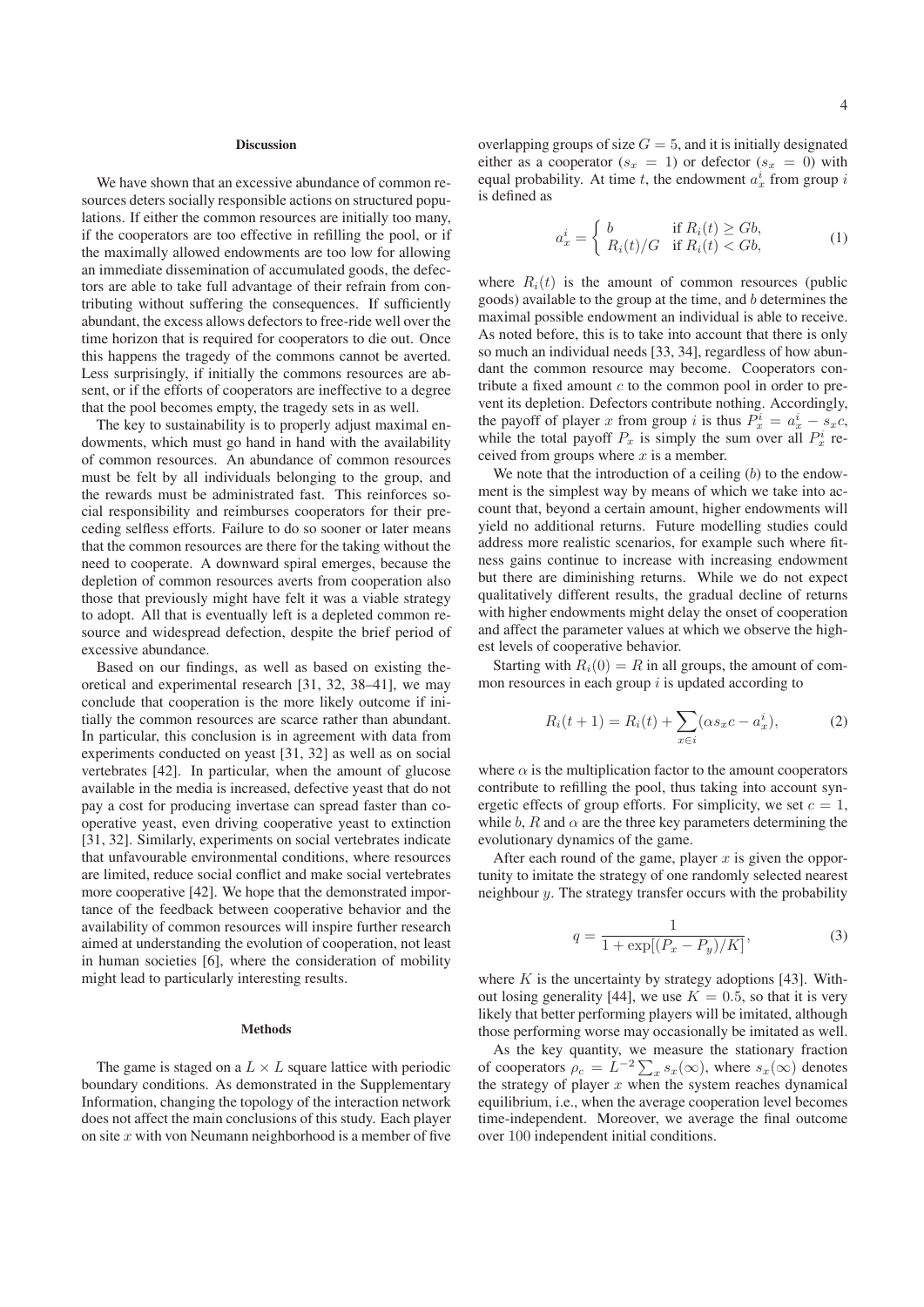## Discussion

We have shown that an excessive abundance of common resources deters socially responsible actions on structured populations. If either the common resources are initially too many, if the cooperators are too effective in refilling the pool, or if the maximally allowed endowments are too low for allowing an immediate dissemination of accumulated goods, the defectors are able to take full advantage of their refrain from contributing without suffering the consequences. If sufficiently abundant, the excess allows defectors to free-ride well over the time horizon that is required for cooperators to die out. Once this happens the tragedy of the commons cannot be averted. Less surprisingly, if initially the commons resources are absent, or if the efforts of cooperators are ineffective to a degree that the pool becomes empty, the tragedy sets in as well.

The key to sustainability is to properly adjust maximal endowments, which must go hand in hand with the availability of common resources. An abundance of common resources must be felt by all individuals belonging to the group, and the rewards must be administrated fast. This reinforces social responsibility and reimburses cooperators for their preceding selfless efforts. Failure to do so sooner or later means that the common resources are there for the taking without the need to cooperate. A downward spiral emerges, because the depletion of common resources averts from cooperation also those that previously might have felt it was a viable strategy to adopt. All that is eventually left is a depleted common resource and widespread defection, despite the brief period of excessive abundance.

Based on our findings, as well as based on existing theoretical and experimental research [31, 32, 38–41], we may conclude that cooperation is the more likely outcome if initially the common resources are scarce rather than abundant. In particular, this conclusion is in agreement with data from experiments conducted on yeast [31, 32] as well as on social vertebrates [42]. In particular, when the amount of glucose available in the media is increased, defective yeast that do not pay a cost for producing invertase can spread faster than cooperative yeast, even driving cooperative yeast to extinction [31, 32]. Similarly, experiments on social vertebrates indicate that unfavourable environmental conditions, where resources are limited, reduce social conflict and make social vertebrates more cooperative [42]. We hope that the demonstrated importance of the feedback between cooperative behavior and the availability of common resources will inspire further research aimed at understanding the evolution of cooperation, not least in human societies [6], where the consideration of mobility might lead to particularly interesting results.

## Methods

The game is staged on a $L \times L$ square lattice with periodic boundary conditions. As demonstrated in the Supplementary Information, changing the topology of the interaction network does not affect the main conclusions of this study. Each player on site $x$ with von Neumann neighborhood is a member of five overlapping groups of size $G = 5$, and it is initially designated either as a cooperator ($s_x = 1$) or defector ($s_x = 0$) with equal probability. At time $t$, the endowment $a_x^i$ from group $i$ is defined as

$$a_x^i = \begin{cases} b & \text{if } R_i(t) \geq Gb, \\ R_i(t)/G & \text{if } R_i(t) < Gb, \end{cases} \tag{1}$$

where $R_i(t)$ is the amount of common resources (public goods) available to the group at the time, and $b$ determines the maximal possible endowment an individual is able to receive. As noted before, this is to take into account that there is only so much an individual needs [33, 34], regardless of how abundant the common resource may become. Cooperators contribute a fixed amount $c$ to the common pool in order to prevent its depletion. Defectors contribute nothing. Accordingly, the payoff of player $x$ from group $i$ is thus $P_x^i = a_x^i - s_x c$, while the total payoff $P_x$ is simply the sum over all $P_x^i$ received from groups where $x$ is a member.

We note that the introduction of a ceiling ($b$) to the endowment is the simplest way by means of which we take into account that, beyond a certain amount, higher endowments will yield no additional returns. Future modelling studies could address more realistic scenarios, for example such where fitness gains continue to increase with increasing endowment but there are diminishing returns. While we do not expect qualitatively different results, the gradual decline of returns with higher endowments might delay the onset of cooperation and affect the parameter values at which we observe the highest levels of cooperative behavior.

Starting with $R_i(0) = R$ in all groups, the amount of common resources in each group $i$ is updated according to

$$R_i(t+1) = R_i(t) + \sum_{x \in i} (\alpha s_x c - a_x^i), \tag{2}$$

where $\alpha$ is the multiplication factor to the amount cooperators contribute to refilling the pool, thus taking into account synergetic effects of group efforts. For simplicity, we set $c = 1$, while $b$, $R$ and $\alpha$ are the three key parameters determining the evolutionary dynamics of the game.

After each round of the game, player $x$ is given the opportunity to imitate the strategy of one randomly selected nearest neighbour $y$. The strategy transfer occurs with the probability

$$q = \frac{1}{1 + \exp[(P_x - P_y)/K]}, \tag{3}$$

where $K$ is the uncertainty by strategy adoptions [43]. Without losing generality [44], we use $K = 0.5$, so that it is very likely that better performing players will be imitated, although those performing worse may occasionally be imitated as well.

As the key quantity, we measure the stationary fraction of cooperators $\rho_c = L^{-2} \sum_x s_x(\infty)$, where $s_x(\infty)$ denotes the strategy of player $x$ when the system reaches dynamical equilibrium, i.e., when the average cooperation level becomes time-independent. Moreover, we average the final outcome over 100 independent initial conditions.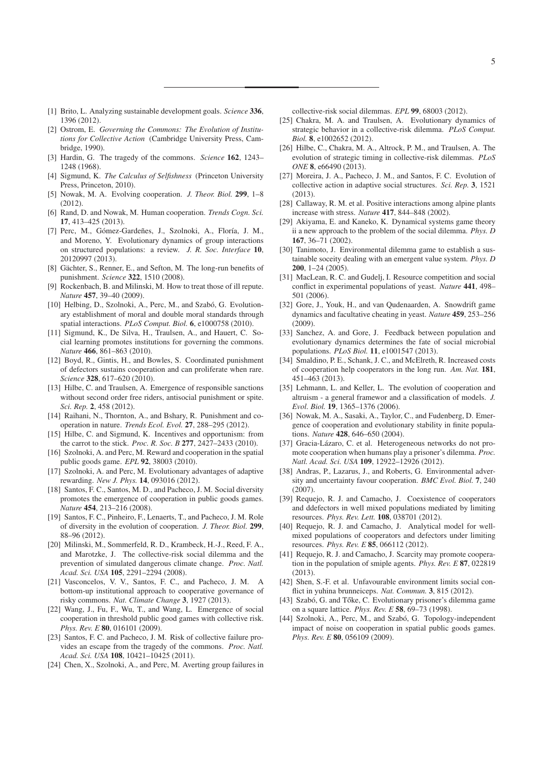[1] Brito, L. Analyzing sustainable development goals. *Science* **336**, 1396 (2012).

[2] Ostrom, E. *Governing the Commons: The Evolution of Institutions for Collective Action* (Cambridge University Press, Cambridge, 1990).

[3] Hardin, G. The tragedy of the commons. *Science* **162**, 1243–1248 (1968).

[4] Sigmund, K. *The Calculus of Selfishness* (Princeton University Press, Princeton, 2010).

[5] Nowak, M. A. Evolving cooperation. *J. Theor. Biol.* **299**, 1–8 (2012).

[6] Rand, D. and Nowak, M. Human cooperation. *Trends Cogn. Sci.* **17**, 413–425 (2013).

[7] Perc, M., Gómez-Gardeñes, J., Szolnoki, A., Floría, J. M., and Moreno, Y. Evolutionary dynamics of group interactions on structured populations: a review. *J. R. Soc. Interface* **10**, 20120997 (2013).

[8] Gächter, S., Renner, E., and Sefton, M. The long-run benefits of punishment. *Science* **322**, 1510 (2008).

[9] Rockenbach, B. and Milinski, M. How to treat those of ill repute. *Nature* **457**, 39–40 (2009).

[10] Helbing, D., Szolnoki, A., Perc, M., and Szabó, G. Evolutionary establishment of moral and double moral standards through spatial interactions. *PLoS Comput. Biol.* **6**, e1000758 (2010).

[11] Sigmund, K., De Silva, H., Traulsen, A., and Hauert, C. Social learning promotes institutions for governing the commons. *Nature* **466**, 861–863 (2010).

[12] Boyd, R., Gintis, H., and Bowles, S. Coordinated punishment of defectors sustains cooperation and can proliferate when rare. *Science* **328**, 617–620 (2010).

[13] Hilbe, C. and Traulsen, A. Emergence of responsible sanctions without second order free riders, antisocial punishment or spite. *Sci. Rep.* **2**, 458 (2012).

[14] Raihani, N., Thornton, A., and Bshary, R. Punishment and cooperation in nature. *Trends Ecol. Evol.* **27**, 288–295 (2012).

[15] Hilbe, C. and Sigmund, K. Incentives and opportunism: from the carrot to the stick. *Proc. R. Soc. B* **277**, 2427–2433 (2010).

[16] Szolnoki, A. and Perc, M. Reward and cooperation in the spatial public goods game. *EPL* **92**, 38003 (2010).

[17] Szolnoki, A. and Perc, M. Evolutionary advantages of adaptive rewarding. *New J. Phys.* **14**, 093016 (2012).

[18] Santos, F. C., Santos, M. D., and Pacheco, J. M. Social diversity promotes the emergence of cooperation in public goods games. *Nature* **454**, 213–216 (2008).

[19] Santos, F. C., Pinheiro, F., Lenaerts, T., and Pacheco, J. M. Role of diversity in the evolution of cooperation. *J. Theor. Biol.* **299**, 88–96 (2012).

[20] Milinski, M., Sommerfeld, R. D., Krambeck, H.-J., Reed, F. A., and Marotzke, J. The collective-risk social dilemma and the prevention of simulated dangerous climate change. *Proc. Natl. Acad. Sci. USA* **105**, 2291–2294 (2008).

[21] Vasconcelos, V. V., Santos, F. C., and Pacheco, J. M. A bottom-up institutional approach to cooperative governance of risky commons. *Nat. Climate Change* **3**, 1927 (2013).

[22] Wang, J., Fu, F., Wu, T., and Wang, L. Emergence of social cooperation in threshold public good games with collective risk. *Phys. Rev. E* **80**, 016101 (2009).

[23] Santos, F. C. and Pacheco, J. M. Risk of collective failure provides an escape from the tragedy of the commons. *Proc. Natl. Acad. Sci. USA* **108**, 10421–10425 (2011).

[24] Chen, X., Szolnoki, A., and Perc, M. Averting group failures in collective-risk social dilemmas. *EPL* **99**, 68003 (2012).

[25] Chakra, M. A. and Traulsen, A. Evolutionary dynamics of strategic behavior in a collective-risk dilemma. *PLoS Comput. Biol.* **8**, e1002652 (2012).

[26] Hilbe, C., Chakra, M. A., Altrock, P. M., and Traulsen, A. The evolution of strategic timing in collective-risk dilemmas. *PLoS ONE* **8**, e66490 (2013).

[27] Moreira, J. A., Pacheco, J. M., and Santos, F. C. Evolution of collective action in adaptive social structures. *Sci. Rep.* **3**, 1521 (2013).

[28] Callaway, R. M. et al. Positive interactions among alpine plants increase with stress. *Nature* **417**, 844–848 (2002).

[29] Akiyama, E. and Kaneko, K. Dynamical systems game theory ii a new approach to the problem of the social dilemma. *Phys. D* **167**, 36–71 (2002).

[30] Tanimoto, J. Environmental dilemma game to establish a sustainable soceity dealing with an emergent value system. *Phys. D* **200**, 1–24 (2005).

[31] MacLean, R. C. and Gudelj, I. Resource competition and social conflict in experimental populations of yeast. *Nature* **441**, 498–501 (2006).

[32] Gore, J., Youk, H., and van Qudenaarden, A. Snowdrift game dynamics and facultative cheating in yeast. *Nature* **459**, 253–256 (2009).

[33] Sanchez, A. and Gore, J. Feedback between population and evolutionary dynamics determines the fate of social microbial populations. *PLoS Biol.* **11**, e1001547 (2013).

[34] Smaldino, P. E., Schank, J. C., and McElreth, R. Increased costs of cooperation help cooperators in the long run. *Am. Nat.* **181**, 451–463 (2013).

[35] Lehmann, L. and Keller, L. The evolution of cooperation and altruism - a general framewor and a classification of models. *J. Evol. Biol.* **19**, 1365–1376 (2006).

[36] Nowak, M. A., Sasaki, A., Taylor, C., and Fudenberg, D. Emergence of cooperation and evolutionary stability in finite populations. *Nature* **428**, 646–650 (2004).

[37] Gracia-Lázaro, C. et al. Heterogeneous networks do not promote cooperation when humans play a prisoner's dilemma. *Proc. Natl. Acad. Sci. USA* **109**, 12922–12926 (2012).

[38] Andras, P., Lazarus, J., and Roberts, G. Environmental adversity and uncertainty favour cooperation. *BMC Evol. Biol.* **7**, 240 (2007).

[39] Requejo, R. J. and Camacho, J. Coexistence of cooperators and ddefectors in well mixed populations mediated by limiting resources. *Phys. Rev. Lett.* **108**, 038701 (2012).

[40] Requejo, R. J. and Camacho, J. Analytical model for well-mixed populations of cooperators and defectors under limiting resources. *Phys. Rev. E* **85**, 066112 (2012).

[41] Requejo, R. J. and Camacho, J. Scarcity may promote cooperation in the population of smiple agents. *Phys. Rev. E* **87**, 022819 (2013).

[42] Shen, S.-F. et al. Unfavourable environment limits social conflict in yuhina brunneiceps. *Nat. Commun.* **3**, 815 (2012).

[43] Szabó, G. and Tőke, C. Evolutionary prisoner's dilemma game on a square lattice. *Phys. Rev. E* **58**, 69–73 (1998).

[44] Szolnoki, A., Perc, M., and Szabó, G. Topology-independent impact of noise on cooperation in spatial public goods games. *Phys. Rev. E* **80**, 056109 (2009).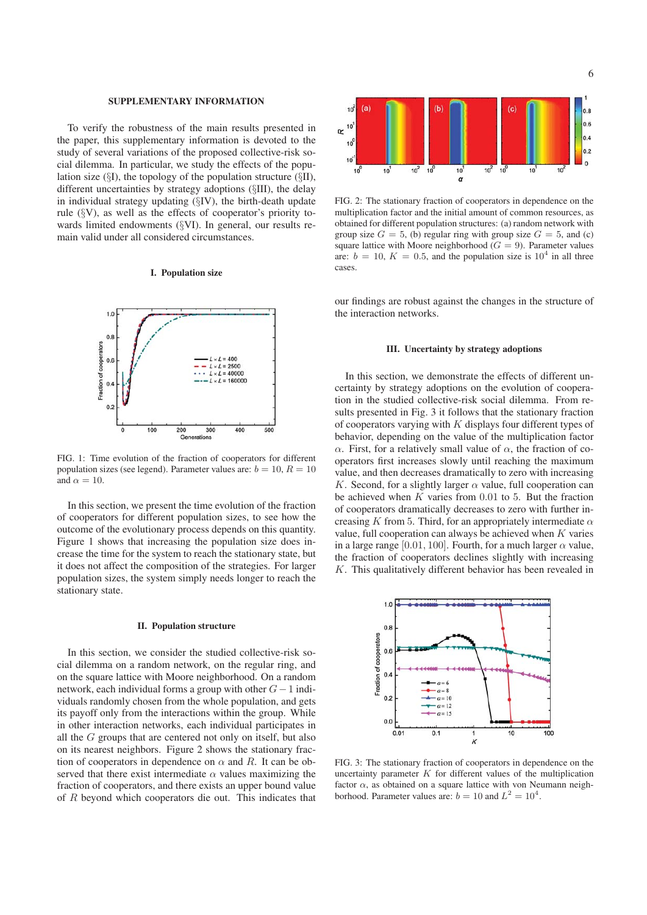## SUPPLEMENTARY INFORMATION

To verify the robustness of the main results presented in the paper, this supplementary information is devoted to the study of several variations of the proposed collective-risk social dilemma. In particular, we study the effects of the population size (§I), the topology of the population structure (§II), different uncertainties by strategy adoptions (§III), the delay in individual strategy updating (§IV), the birth-death update rule (§V), as well as the effects of cooperator's priority towards limited endowments (§VI). In general, our results remain valid under all considered circumstances.

### I. Population size

FIG. 1: Time evolution of the fraction of cooperators for different population sizes (see legend). Parameter values are: $b = 10$, $R = 10$ and $\alpha = 10$.

In this section, we present the time evolution of the fraction of cooperators for different population sizes, to see how the outcome of the evolutionary process depends on this quantity. Figure 1 shows that increasing the population size does increase the time for the system to reach the stationary state, but it does not affect the composition of the strategies. For larger population sizes, the system simply needs longer to reach the stationary state.

### II. Population structure

In this section, we consider the studied collective-risk social dilemma on a random network, on the regular ring, and on the square lattice with Moore neighborhood. On a random network, each individual forms a group with other $G-1$ individuals randomly chosen from the whole population, and gets its payoff only from the interactions within the group. While in other interaction networks, each individual participates in all the $G$ groups that are centered not only on itself, but also on its nearest neighbors. Figure 2 shows the stationary fraction of cooperators in dependence on $\alpha$ and $R$. It can be observed that there exist intermediate $\alpha$ values maximizing the fraction of cooperators, and there exists an upper bound value of $R$ beyond which cooperators die out. This indicates that our findings are robust against the changes in the structure of the interaction networks.

FIG. 2: The stationary fraction of cooperators in dependence on the multiplication factor and the initial amount of common resources, as obtained for different population structures: (a) random network with group size $G = 5$, (b) regular ring with group size $G = 5$, and (c) square lattice with Moore neighborhood ($G = 9$). Parameter values are: $b = 10$, $K = 0.5$, and the population size is $10^4$ in all three cases.

### III. Uncertainty by strategy adoptions

In this section, we demonstrate the effects of different uncertainty by strategy adoptions on the evolution of cooperation in the studied collective-risk social dilemma. From results presented in Fig. 3 it follows that the stationary fraction of cooperators varying with $K$ displays four different types of behavior, depending on the value of the multiplication factor $\alpha$. First, for a relatively small value of $\alpha$, the fraction of cooperators first increases slowly until reaching the maximum value, and then decreases dramatically to zero with increasing $K$. Second, for a slightly larger $\alpha$ value, full cooperation can be achieved when $K$ varies from 0.01 to 5. But the fraction of cooperators dramatically decreases to zero with further increasing $K$ from 5. Third, for an appropriately intermediate $\alpha$ value, full cooperation can always be achieved when $K$ varies in a large range [0.01, 100]. Fourth, for a much larger $\alpha$ value, the fraction of cooperators declines slightly with increasing $K$. This qualitatively different behavior has been revealed in

FIG. 3: The stationary fraction of cooperators in dependence on the uncertainty parameter $K$ for different values of the multiplication factor $\alpha$, as obtained on a square lattice with von Neumann neighborhood. Parameter values are: $b = 10$ and $L^2 = 10^4$.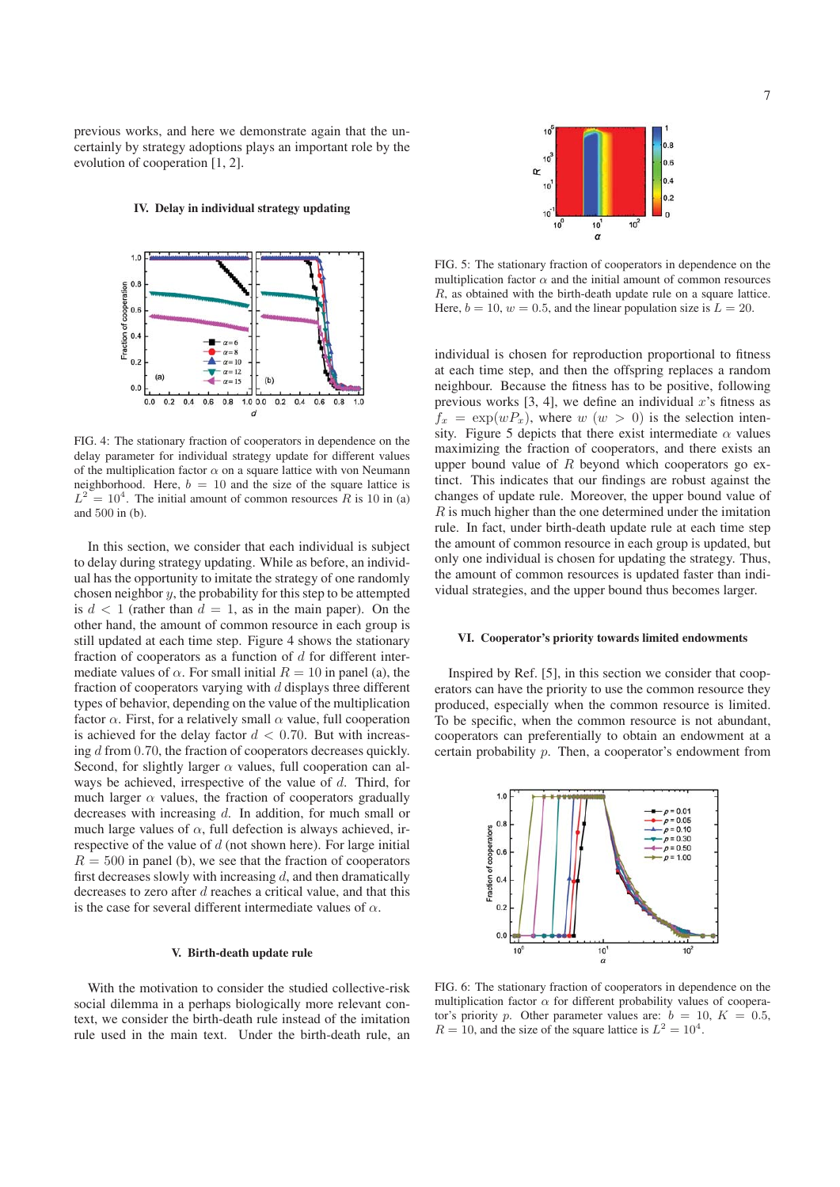previous works, and here we demonstrate again that the uncertainly by strategy adoptions plays an important role by the evolution of cooperation [1, 2].

### IV. Delay in individual strategy updating

FIG. 4: The stationary fraction of cooperators in dependence on the delay parameter for individual strategy update for different values of the multiplication factor $\alpha$ on a square lattice with von Neumann neighborhood. Here, $b = 10$ and the size of the square lattice is $L^2 = 10^4$. The initial amount of common resources $R$ is 10 in (a) and 500 in (b).

In this section, we consider that each individual is subject to delay during strategy updating. While as before, an individual has the opportunity to imitate the strategy of one randomly chosen neighbor $y$, the probability for this step to be attempted is $d < 1$ (rather than $d = 1$, as in the main paper). On the other hand, the amount of common resource in each group is still updated at each time step. Figure 4 shows the stationary fraction of cooperators as a function of $d$ for different intermediate values of $\alpha$. For small initial $R = 10$ in panel (a), the fraction of cooperators varying with $d$ displays three different types of behavior, depending on the value of the multiplication factor $\alpha$. First, for a relatively small $\alpha$ value, full cooperation is achieved for the delay factor $d < 0.70$. But with increasing $d$ from 0.70, the fraction of cooperators decreases quickly. Second, for slightly larger $\alpha$ values, full cooperation can always be achieved, irrespective of the value of $d$. Third, for much larger $\alpha$ values, the fraction of cooperators gradually decreases with increasing $d$. In addition, for much small or much large values of $\alpha$, full defection is always achieved, irrespective of the value of $d$ (not shown here). For large initial $R = 500$ in panel (b), we see that the fraction of cooperators first decreases slowly with increasing $d$, and then dramatically decreases to zero after $d$ reaches a critical value, and that this is the case for several different intermediate values of $\alpha$.

### V. Birth-death update rule

With the motivation to consider the studied collective-risk social dilemma in a perhaps biologically more relevant context, we consider the birth-death rule instead of the imitation rule used in the main text. Under the birth-death rule, an individual is chosen for reproduction proportional to fitness at each time step, and then the offspring replaces a random neighbour. Because the fitness has to be positive, following previous works [3, 4], we define an individual $x$'s fitness as $f_x = \exp(wP_x)$, where $w$ ($w > 0$) is the selection intensity. Figure 5 depicts that there exist intermediate $\alpha$ values maximizing the fraction of cooperators, and there exists an upper bound value of $R$ beyond which cooperators go extinct. This indicates that our findings are robust against the changes of update rule. Moreover, the upper bound value of $R$ is much higher than the one determined under the imitation rule. In fact, under birth-death update rule at each time step the amount of common resource in each group is updated, but only one individual is chosen for updating the strategy. Thus, the amount of common resources is updated faster than individual strategies, and the upper bound thus becomes larger.

FIG. 5: The stationary fraction of cooperators in dependence on the multiplication factor $\alpha$ and the initial amount of common resources $R$, as obtained with the birth-death update rule on a square lattice. Here, $b = 10$, $w = 0.5$, and the linear population size is $L = 20$.

### VI. Cooperator's priority towards limited endowments

Inspired by Ref. [5], in this section we consider that cooperators can have the priority to use the common resource they produced, especially when the common resource is limited. To be specific, when the common resource is not abundant, cooperators can preferentially to obtain an endowment at a certain probability $p$. Then, a cooperator's endowment from

FIG. 6: The stationary fraction of cooperators in dependence on the multiplication factor $\alpha$ for different probability values of cooperator's priority $p$. Other parameter values are: $b = 10$, $K = 0.5$, $R = 10$, and the size of the square lattice is $L^2 = 10^4$.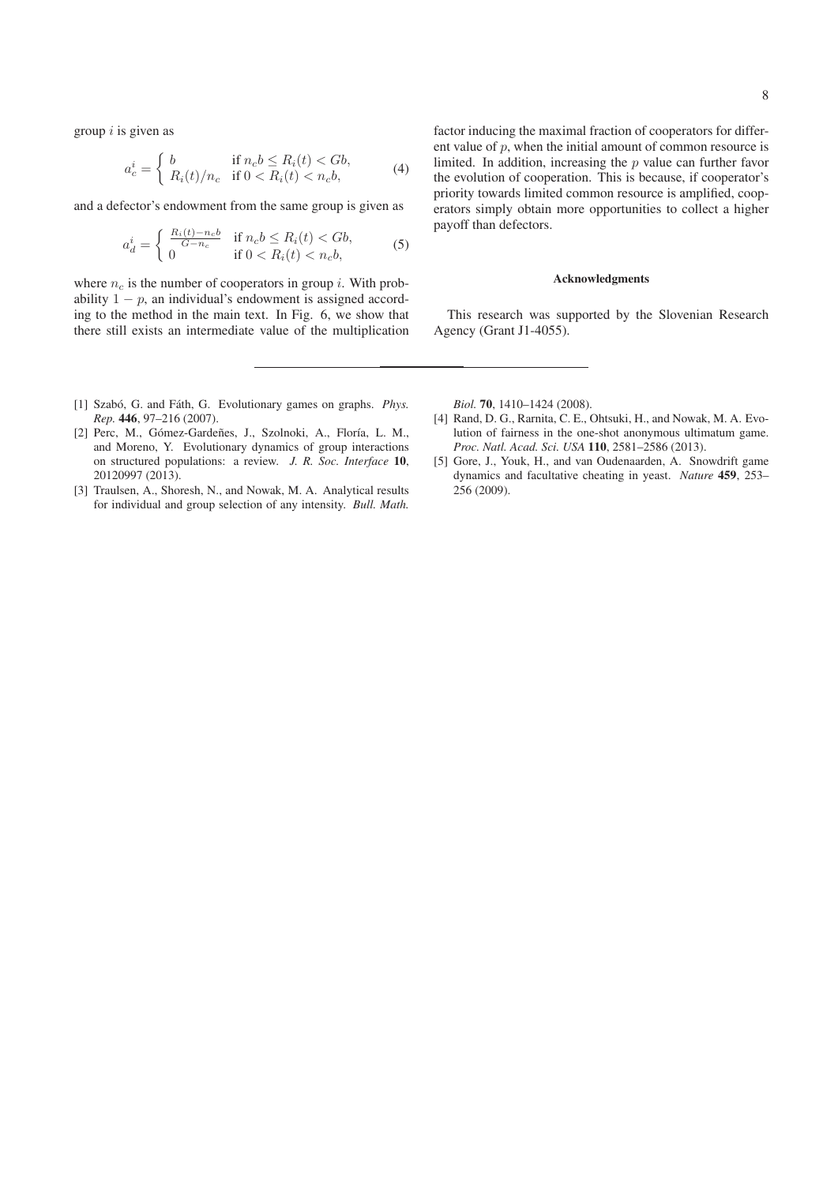group $i$ is given as

$$a_c^i = \begin{cases} b & \text{if } n_c b \leq R_i(t) < Gb, \\ R_i(t)/n_c & \text{if } 0 < R_i(t) < n_c b, \end{cases} \quad (4)$$

and a defector's endowment from the same group is given as

$$a_d^i = \begin{cases} \frac{R_i(t) - n_c b}{G - n_c} & \text{if } n_c b \leq R_i(t) < Gb, \\ 0 & \text{if } 0 < R_i(t) < n_c b, \end{cases} \quad (5)$$

where $n_c$ is the number of cooperators in group $i$. With probability $1 - p$, an individual's endowment is assigned according to the method in the main text. In Fig. 6, we show that there still exists an intermediate value of the multiplication factor inducing the maximal fraction of cooperators for different value of $p$, when the initial amount of common resource is limited. In addition, increasing the $p$ value can further favor the evolution of cooperation. This is because, if cooperator's priority towards limited common resource is amplified, cooperators simply obtain more opportunities to collect a higher payoff than defectors.

### Acknowledgments

This research was supported by the Slovenian Research Agency (Grant J1-4055).

---

[1] Szabó, G. and Fáth, G. Evolutionary games on graphs. *Phys. Rep.* **446**, 97–216 (2007).

[2] Perc, M., Gómez-Gardeñes, J., Szolnoki, A., Floría, L. M., and Moreno, Y. Evolutionary dynamics of group interactions on structured populations: a review. *J. R. Soc. Interface* **10**, 20120997 (2013).

[3] Traulsen, A., Shoresh, N., and Nowak, M. A. Analytical results for individual and group selection of any intensity. *Bull. Math. Biol.* **70**, 1410–1424 (2008).

[4] Rand, D. G., Rarnita, C. E., Ohtsuki, H., and Nowak, M. A. Evolution of fairness in the one-shot anonymous ultimatum game. *Proc. Natl. Acad. Sci. USA* **110**, 2581–2586 (2013).

[5] Gore, J., Youk, H., and van Oudenaarden, A. Snowdrift game dynamics and facultative cheating in yeast. *Nature* **459**, 253–256 (2009).